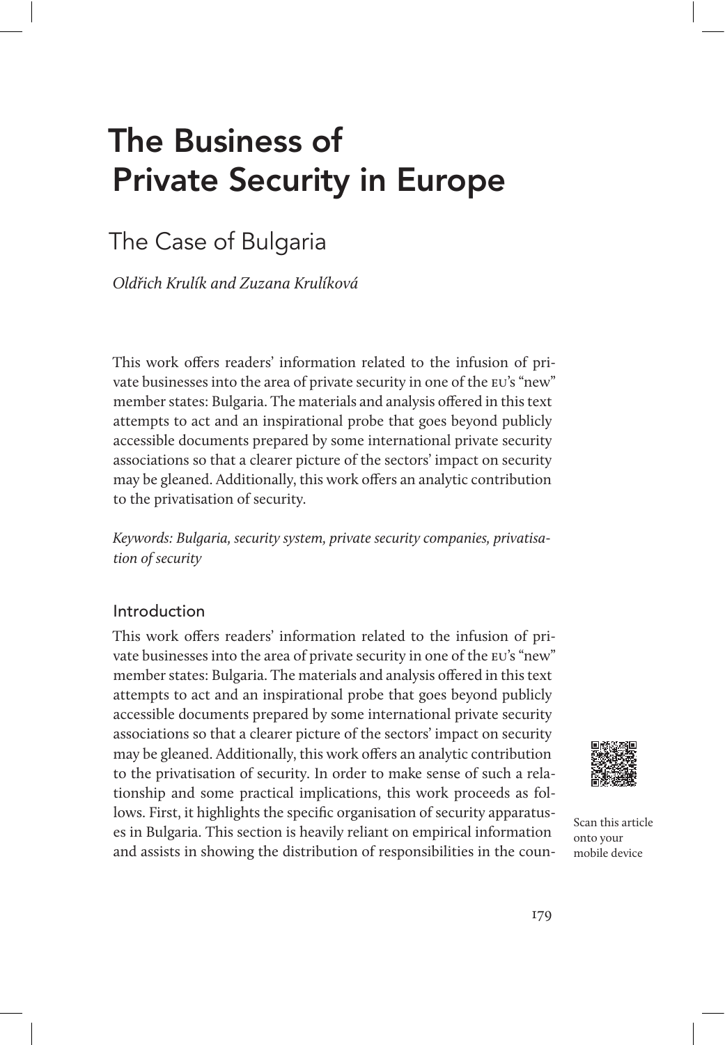# The Business of Private Security in Europe

## The Case of Bulgaria

*Oldřich Krulík and Zuzana Krulíková*

This work offers readers' information related to the infusion of private businesses into the area of private security in one of the EU's "new" member states: Bulgaria. The materials and analysis offered in this text attempts to act and an inspirational probe that goes beyond publicly accessible documents prepared by some international private security associations so that a clearer picture of the sectors' impact on security may be gleaned. Additionally, this work offers an analytic contribution to the privatisation of security.

*Keywords: Bulgaria, security system, private security companies, privatisation of security*

### Introduction

This work offers readers' information related to the infusion of private businesses into the area of private security in one of the EU's "new" member states: Bulgaria. The materials and analysis offered in this text attempts to act and an inspirational probe that goes beyond publicly accessible documents prepared by some international private security associations so that a clearer picture of the sectors' impact on security may be gleaned. Additionally, this work offers an analytic contribution to the privatisation of security. In order to make sense of such a relationship and some practical implications, this work proceeds as follows. First, it highlights the specific organisation of security apparatuses in Bulgaria. This section is heavily reliant on empirical information and assists in showing the distribution of responsibilities in the coun-

Scan this article onto your mobile device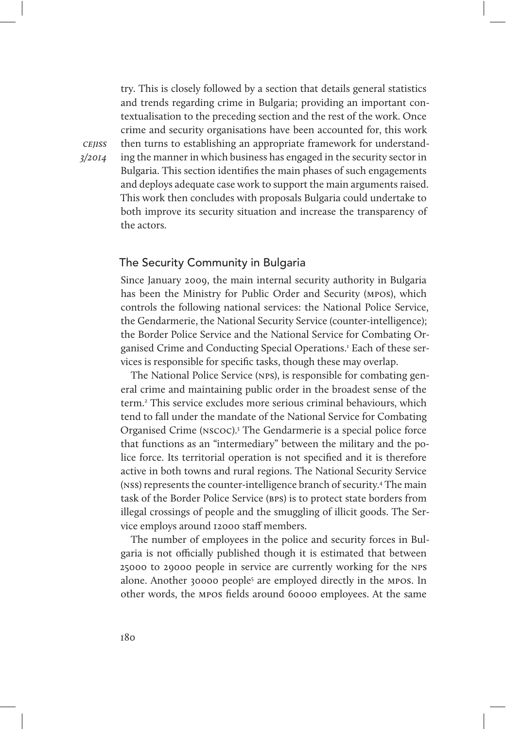try. This is closely followed by a section that details general statistics and trends regarding crime in Bulgaria; providing an important contextualisation to the preceding section and the rest of the work. Once crime and security organisations have been accounted for, this work then turns to establishing an appropriate framework for understanding the manner in which business has engaged in the security sector in Bulgaria. This section identifies the main phases of such engagements and deploys adequate case work to support the main arguments raised. This work then concludes with proposals Bulgaria could undertake to both improve its security situation and increase the transparency of the actors.

## The Security Community in Bulgaria

Since January 2009, the main internal security authority in Bulgaria has been the Ministry for Public Order and Security (MPOS), which controls the following national services: the National Police Service, the Gendarmerie, the National Security Service (counter-intelligence); the Border Police Service and the National Service for Combating Organised Crime and Conducting Special Operations.[1] Each of these services is responsible for specific tasks, though these may overlap.

The National Police Service (NPS), is responsible for combating general crime and maintaining public order in the broadest sense of the term.[2] This service excludes more serious criminal behaviours, which tend to fall under the mandate of the National Service for Combating Organised Crime (NSCOC).[3] The Gendarmerie is a special police force that functions as an "intermediary" between the military and the police force. Its territorial operation is not specified and it is therefore active in both towns and rural regions. The National Security Service (NSS) represents the counter-intelligence branch of security.[4] The main task of the Border Police Service (BPS) is to protect state borders from illegal crossings of people and the smuggling of illicit goods. The Service employs around 12000 staff members.

The number of employees in the police and security forces in Bulgaria is not officially published though it is estimated that between 25000 to 29000 people in service are currently working for the NPS alone. Another 30000 people[5] are employed directly in the MPOS. In other words, the MPOS fields around 60000 employees. At the same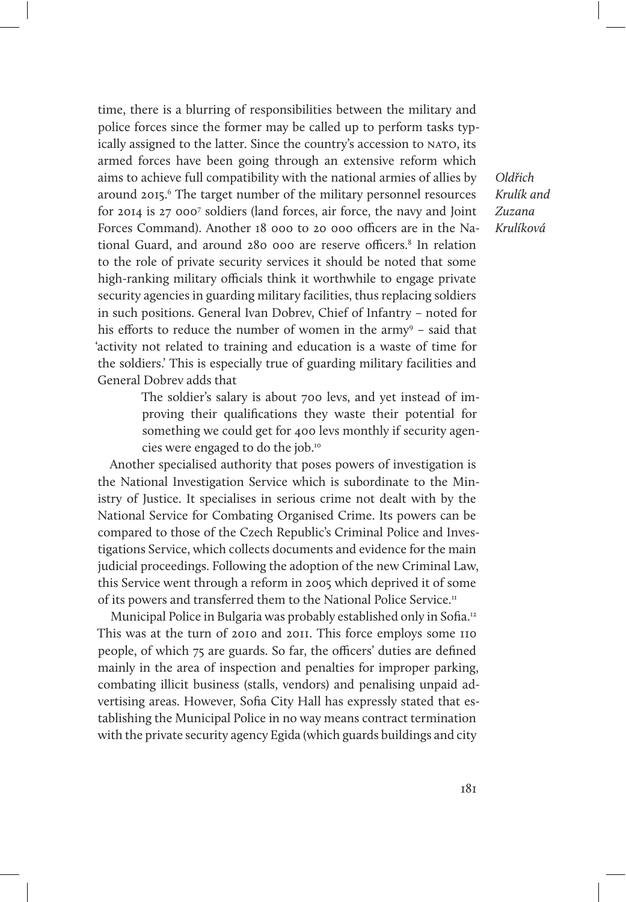time, there is a blurring of responsibilities between the military and police forces since the former may be called up to perform tasks typically assigned to the latter. Since the country's accession to NATO, its armed forces have been going through an extensive reform which aims to achieve full compatibility with the national armies of allies by around 2015.[6] The target number of the military personnel resources for 2014 is 27 000[7] soldiers (land forces, air force, the navy and Joint Forces Command). Another 18 000 to 20 000 officers are in the National Guard, and around 280 000 are reserve officers.[8] In relation to the role of private security services it should be noted that some high-ranking military officials think it worthwhile to engage private security agencies in guarding military facilities, thus replacing soldiers in such positions. General Ivan Dobrev, Chief of Infantry – noted for his efforts to reduce the number of women in the army[9] – said that 'activity not related to training and education is a waste of time for the soldiers.' This is especially true of guarding military facilities and General Dobrev adds that

> The soldier's salary is about 700 levs, and yet instead of improving their qualifications they waste their potential for something we could get for 400 levs monthly if security agencies were engaged to do the job.[10]

Another specialised authority that poses powers of investigation is the National Investigation Service which is subordinate to the Ministry of Justice. It specialises in serious crime not dealt with by the National Service for Combating Organised Crime. Its powers can be compared to those of the Czech Republic's Criminal Police and Investigations Service, which collects documents and evidence for the main judicial proceedings. Following the adoption of the new Criminal Law, this Service went through a reform in 2005 which deprived it of some of its powers and transferred them to the National Police Service.[11]

Municipal Police in Bulgaria was probably established only in Sofia.[12] This was at the turn of 2010 and 2011. This force employs some 110 people, of which 75 are guards. So far, the officers' duties are defined mainly in the area of inspection and penalties for improper parking, combating illicit business (stalls, vendors) and penalising unpaid advertising areas. However, Sofia City Hall has expressly stated that establishing the Municipal Police in no way means contract termination with the private security agency Egida (which guards buildings and city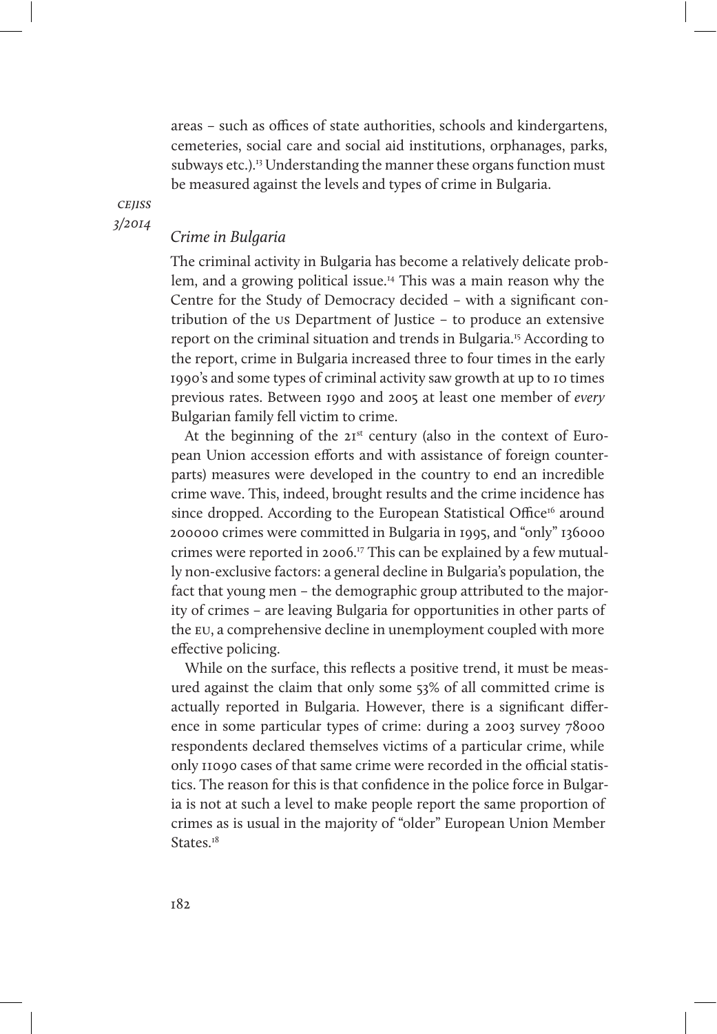areas – such as offices of state authorities, schools and kindergartens, cemeteries, social care and social aid institutions, orphanages, parks, subways etc.).[13] Understanding the manner these organs function must be measured against the levels and types of crime in Bulgaria.

## *Crime in Bulgaria*

The criminal activity in Bulgaria has become a relatively delicate problem, and a growing political issue.[14] This was a main reason why the Centre for the Study of Democracy decided – with a significant contribution of the US Department of Justice – to produce an extensive report on the criminal situation and trends in Bulgaria.[15] According to the report, crime in Bulgaria increased three to four times in the early 1990's and some types of criminal activity saw growth at up to 10 times previous rates. Between 1990 and 2005 at least one member of *every* Bulgarian family fell victim to crime.

At the beginning of the 21st century (also in the context of European Union accession efforts and with assistance of foreign counterparts) measures were developed in the country to end an incredible crime wave. This, indeed, brought results and the crime incidence has since dropped. According to the European Statistical Office[16] around 200000 crimes were committed in Bulgaria in 1995, and "only" 136000 crimes were reported in 2006.[17] This can be explained by a few mutually non-exclusive factors: a general decline in Bulgaria's population, the fact that young men – the demographic group attributed to the majority of crimes – are leaving Bulgaria for opportunities in other parts of the EU, a comprehensive decline in unemployment coupled with more effective policing.

While on the surface, this reflects a positive trend, it must be measured against the claim that only some 53% of all committed crime is actually reported in Bulgaria. However, there is a significant difference in some particular types of crime: during a 2003 survey 78000 respondents declared themselves victims of a particular crime, while only 11090 cases of that same crime were recorded in the official statistics. The reason for this is that confidence in the police force in Bulgaria is not at such a level to make people report the same proportion of crimes as is usual in the majority of "older" European Union Member States.[18]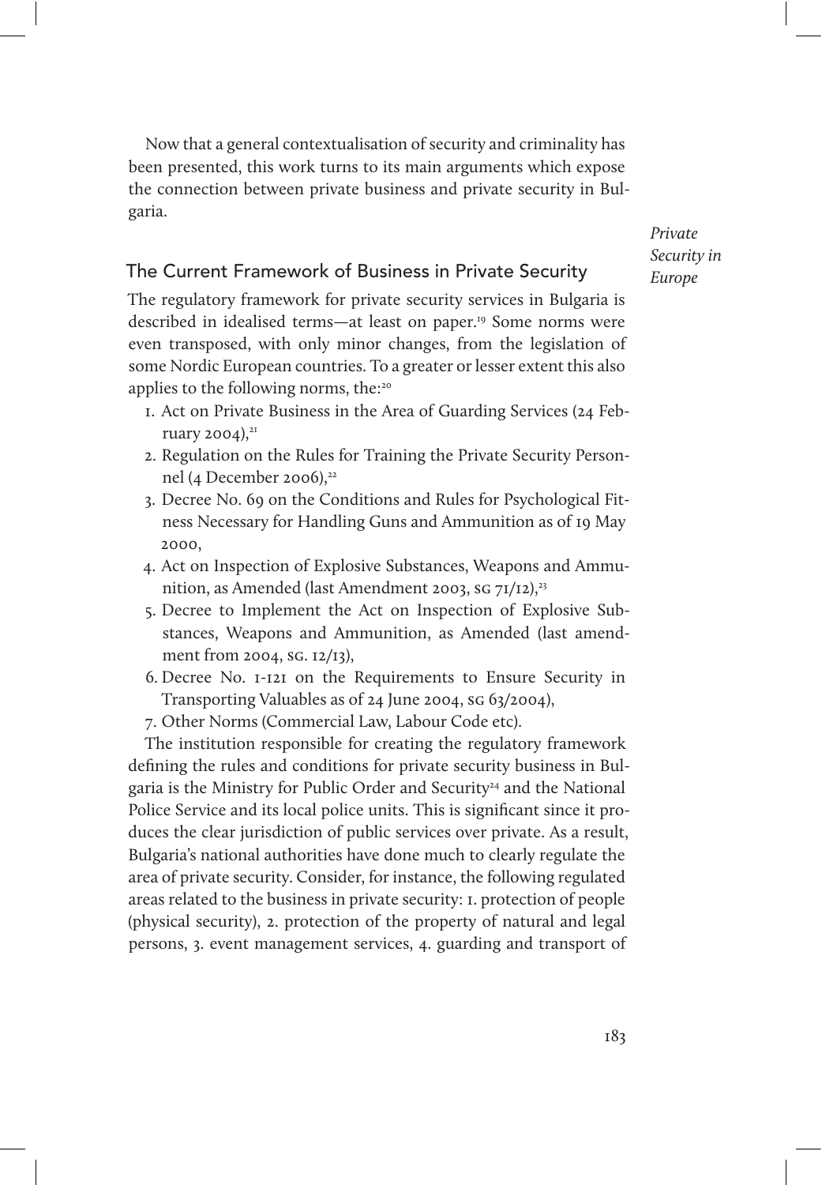Now that a general contextualisation of security and criminality has been presented, this work turns to its main arguments which expose the connection between private business and private security in Bulgaria.

## The Current Framework of Business in Private Security

The regulatory framework for private security services in Bulgaria is described in idealised terms—at least on paper.[19] Some norms were even transposed, with only minor changes, from the legislation of some Nordic European countries. To a greater or lesser extent this also applies to the following norms, the:[20]

1. Act on Private Business in the Area of Guarding Services (24 February 2004),[21]
2. Regulation on the Rules for Training the Private Security Personnel (4 December 2006),[22]
3. Decree No. 69 on the Conditions and Rules for Psychological Fitness Necessary for Handling Guns and Ammunition as of 19 May 2000,
4. Act on Inspection of Explosive Substances, Weapons and Ammunition, as Amended (last Amendment 2003, SG 71/12),[23]
5. Decree to Implement the Act on Inspection of Explosive Substances, Weapons and Ammunition, as Amended (last amendment from 2004, SG. 12/13),
6. Decree No. I-121 on the Requirements to Ensure Security in Transporting Valuables as of 24 June 2004, SG 63/2004),
7. Other Norms (Commercial Law, Labour Code etc).

The institution responsible for creating the regulatory framework defining the rules and conditions for private security business in Bulgaria is the Ministry for Public Order and Security[24] and the National Police Service and its local police units. This is significant since it produces the clear jurisdiction of public services over private. As a result, Bulgaria's national authorities have done much to clearly regulate the area of private security. Consider, for instance, the following regulated areas related to the business in private security: 1. protection of people (physical security), 2. protection of the property of natural and legal persons, 3. event management services, 4. guarding and transport of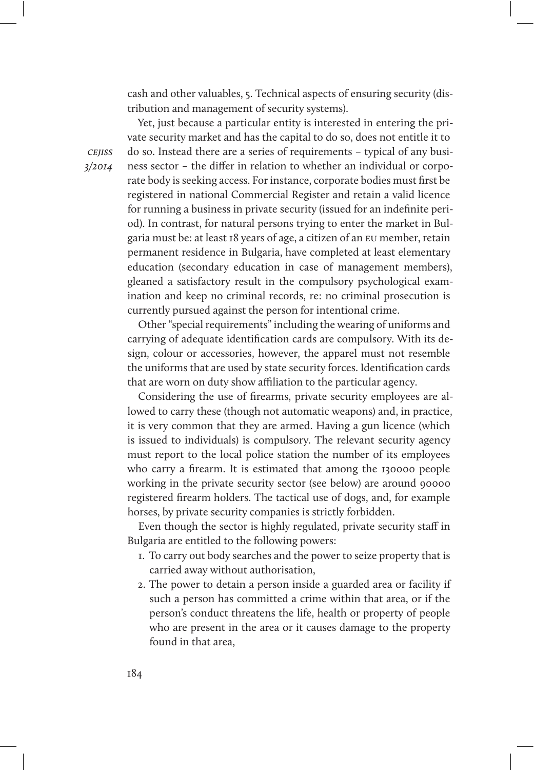cash and other valuables, 5. Technical aspects of ensuring security (distribution and management of security systems).

Yet, just because a particular entity is interested in entering the private security market and has the capital to do so, does not entitle it to do so. Instead there are a series of requirements – typical of any business sector – the differ in relation to whether an individual or corporate body is seeking access. For instance, corporate bodies must first be registered in national Commercial Register and retain a valid licence for running a business in private security (issued for an indefinite period). In contrast, for natural persons trying to enter the market in Bulgaria must be: at least 18 years of age, a citizen of an EU member, retain permanent residence in Bulgaria, have completed at least elementary education (secondary education in case of management members), gleaned a satisfactory result in the compulsory psychological examination and keep no criminal records, re: no criminal prosecution is currently pursued against the person for intentional crime.

Other "special requirements" including the wearing of uniforms and carrying of adequate identification cards are compulsory. With its design, colour or accessories, however, the apparel must not resemble the uniforms that are used by state security forces. Identification cards that are worn on duty show affiliation to the particular agency.

Considering the use of firearms, private security employees are allowed to carry these (though not automatic weapons) and, in practice, it is very common that they are armed. Having a gun licence (which is issued to individuals) is compulsory. The relevant security agency must report to the local police station the number of its employees who carry a firearm. It is estimated that among the 130000 people working in the private security sector (see below) are around 90000 registered firearm holders. The tactical use of dogs, and, for example horses, by private security companies is strictly forbidden.

Even though the sector is highly regulated, private security staff in Bulgaria are entitled to the following powers:

1. To carry out body searches and the power to seize property that is carried away without authorisation,
2. The power to detain a person inside a guarded area or facility if such a person has committed a crime within that area, or if the person's conduct threatens the life, health or property of people who are present in the area or it causes damage to the property found in that area,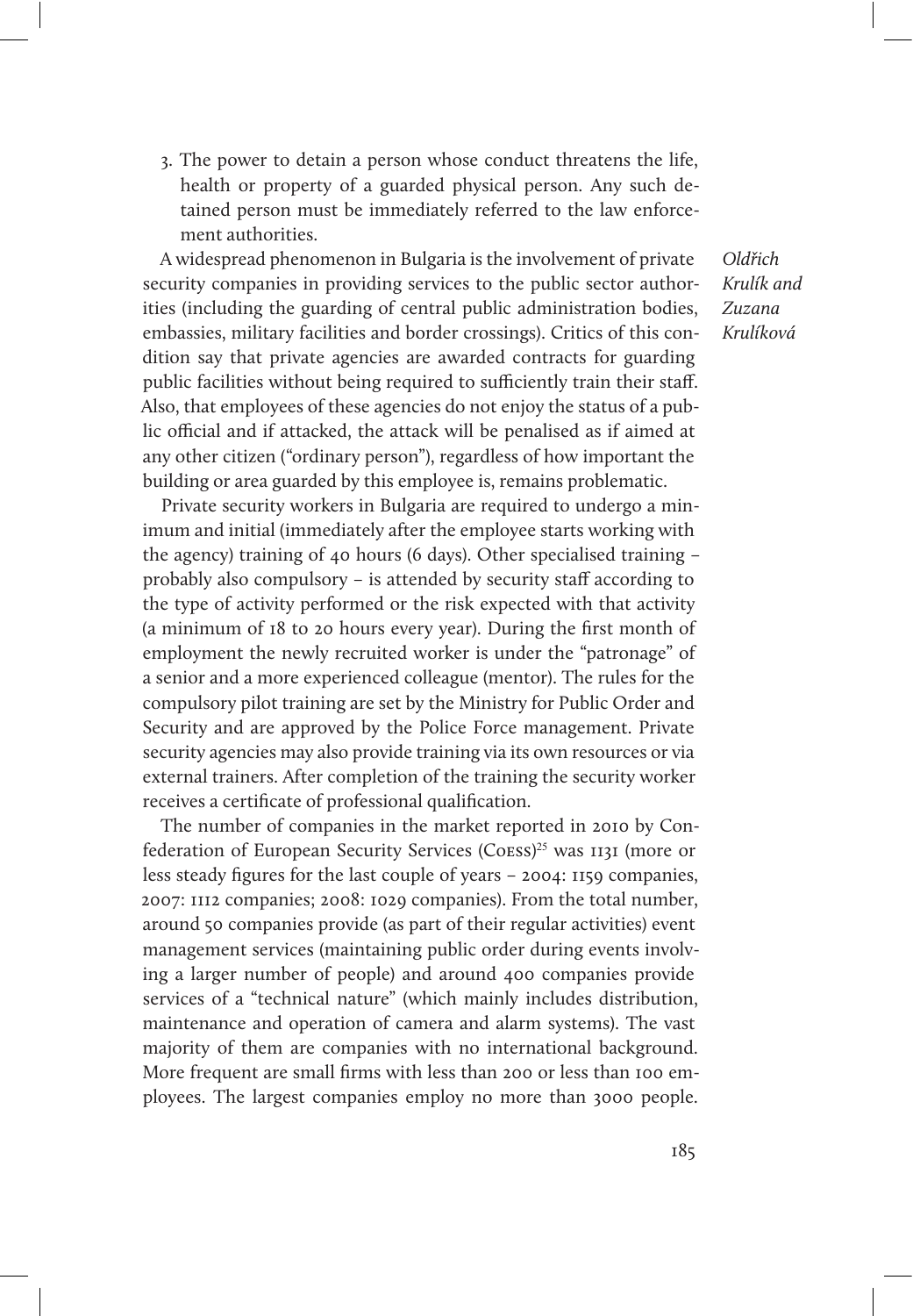3. The power to detain a person whose conduct threatens the life, health or property of a guarded physical person. Any such detained person must be immediately referred to the law enforcement authorities.

A widespread phenomenon in Bulgaria is the involvement of private security companies in providing services to the public sector authorities (including the guarding of central public administration bodies, embassies, military facilities and border crossings). Critics of this condition say that private agencies are awarded contracts for guarding public facilities without being required to sufficiently train their staff. Also, that employees of these agencies do not enjoy the status of a public official and if attacked, the attack will be penalised as if aimed at any other citizen ("ordinary person"), regardless of how important the building or area guarded by this employee is, remains problematic.

Private security workers in Bulgaria are required to undergo a minimum and initial (immediately after the employee starts working with the agency) training of 40 hours (6 days). Other specialised training – probably also compulsory – is attended by security staff according to the type of activity performed or the risk expected with that activity (a minimum of 18 to 20 hours every year). During the first month of employment the newly recruited worker is under the "patronage" of a senior and a more experienced colleague (mentor). The rules for the compulsory pilot training are set by the Ministry for Public Order and Security and are approved by the Police Force management. Private security agencies may also provide training via its own resources or via external trainers. After completion of the training the security worker receives a certificate of professional qualification.

The number of companies in the market reported in 2010 by Confederation of European Security Services (CoESS)[25] was 1131 (more or less steady figures for the last couple of years – 2004: 1159 companies, 2007: 1112 companies; 2008: 1029 companies). From the total number, around 50 companies provide (as part of their regular activities) event management services (maintaining public order during events involving a larger number of people) and around 400 companies provide services of a "technical nature" (which mainly includes distribution, maintenance and operation of camera and alarm systems). The vast majority of them are companies with no international background. More frequent are small firms with less than 200 or less than 100 employees. The largest companies employ no more than 3000 people.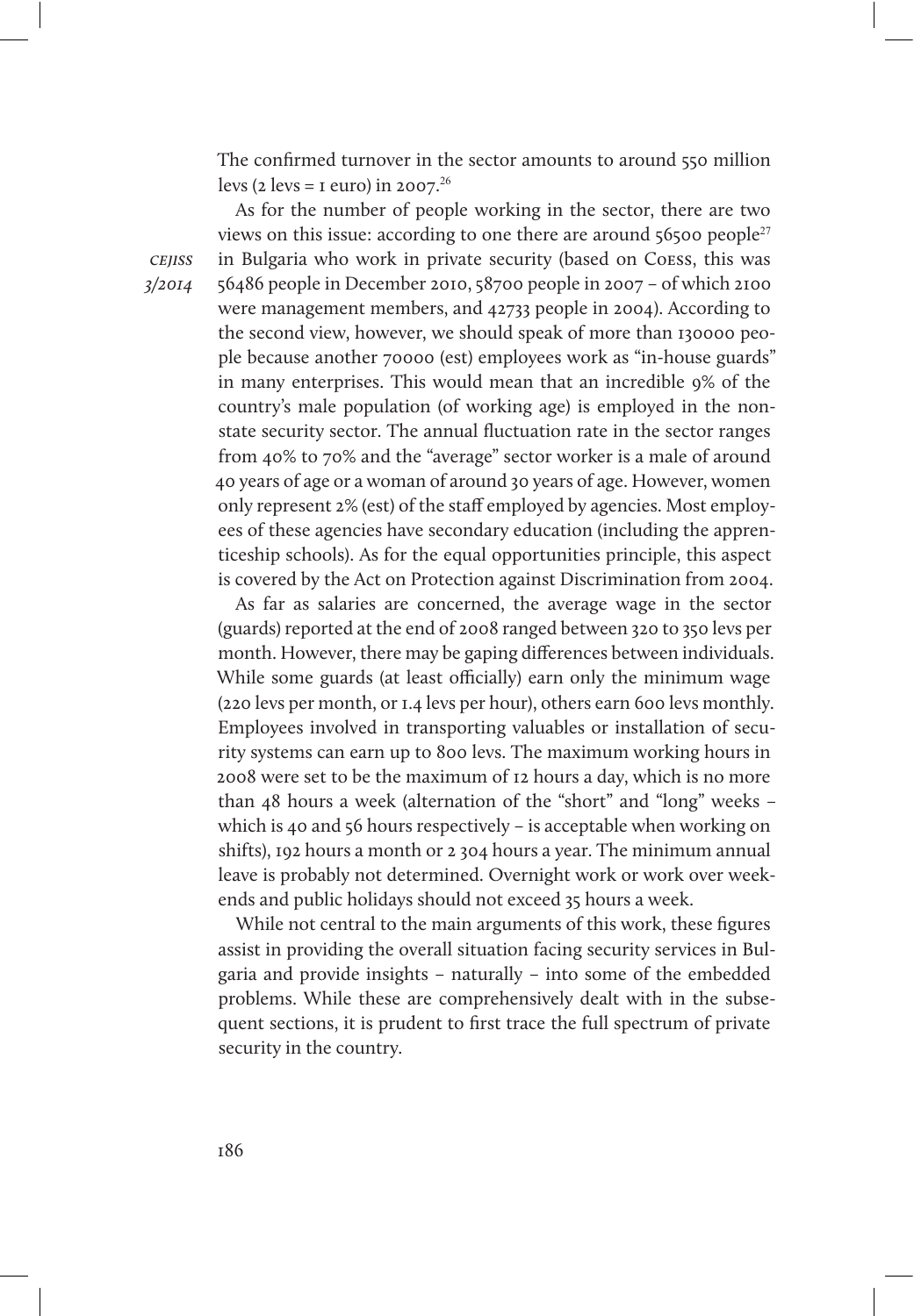The confirmed turnover in the sector amounts to around 550 million levs (2 levs = 1 euro) in 2007.[26]

As for the number of people working in the sector, there are two views on this issue: according to one there are around 56500 people[27] in Bulgaria who work in private security (based on CoESS, this was 56486 people in December 2010, 58700 people in 2007 – of which 2100 were management members, and 42733 people in 2004). According to the second view, however, we should speak of more than 130000 people because another 70000 (est) employees work as "in-house guards" in many enterprises. This would mean that an incredible 9% of the country's male population (of working age) is employed in the non-state security sector. The annual fluctuation rate in the sector ranges from 40% to 70% and the "average" sector worker is a male of around 40 years of age or a woman of around 30 years of age. However, women only represent 2% (est) of the staff employed by agencies. Most employees of these agencies have secondary education (including the apprenticeship schools). As for the equal opportunities principle, this aspect is covered by the Act on Protection against Discrimination from 2004.

As far as salaries are concerned, the average wage in the sector (guards) reported at the end of 2008 ranged between 320 to 350 levs per month. However, there may be gaping differences between individuals. While some guards (at least officially) earn only the minimum wage (220 levs per month, or 1.4 levs per hour), others earn 600 levs monthly. Employees involved in transporting valuables or installation of security systems can earn up to 800 levs. The maximum working hours in 2008 were set to be the maximum of 12 hours a day, which is no more than 48 hours a week (alternation of the "short" and "long" weeks – which is 40 and 56 hours respectively – is acceptable when working on shifts), 192 hours a month or 2 304 hours a year. The minimum annual leave is probably not determined. Overnight work or work over weekends and public holidays should not exceed 35 hours a week.

While not central to the main arguments of this work, these figures assist in providing the overall situation facing security services in Bulgaria and provide insights – naturally – into some of the embedded problems. While these are comprehensively dealt with in the subsequent sections, it is prudent to first trace the full spectrum of private security in the country.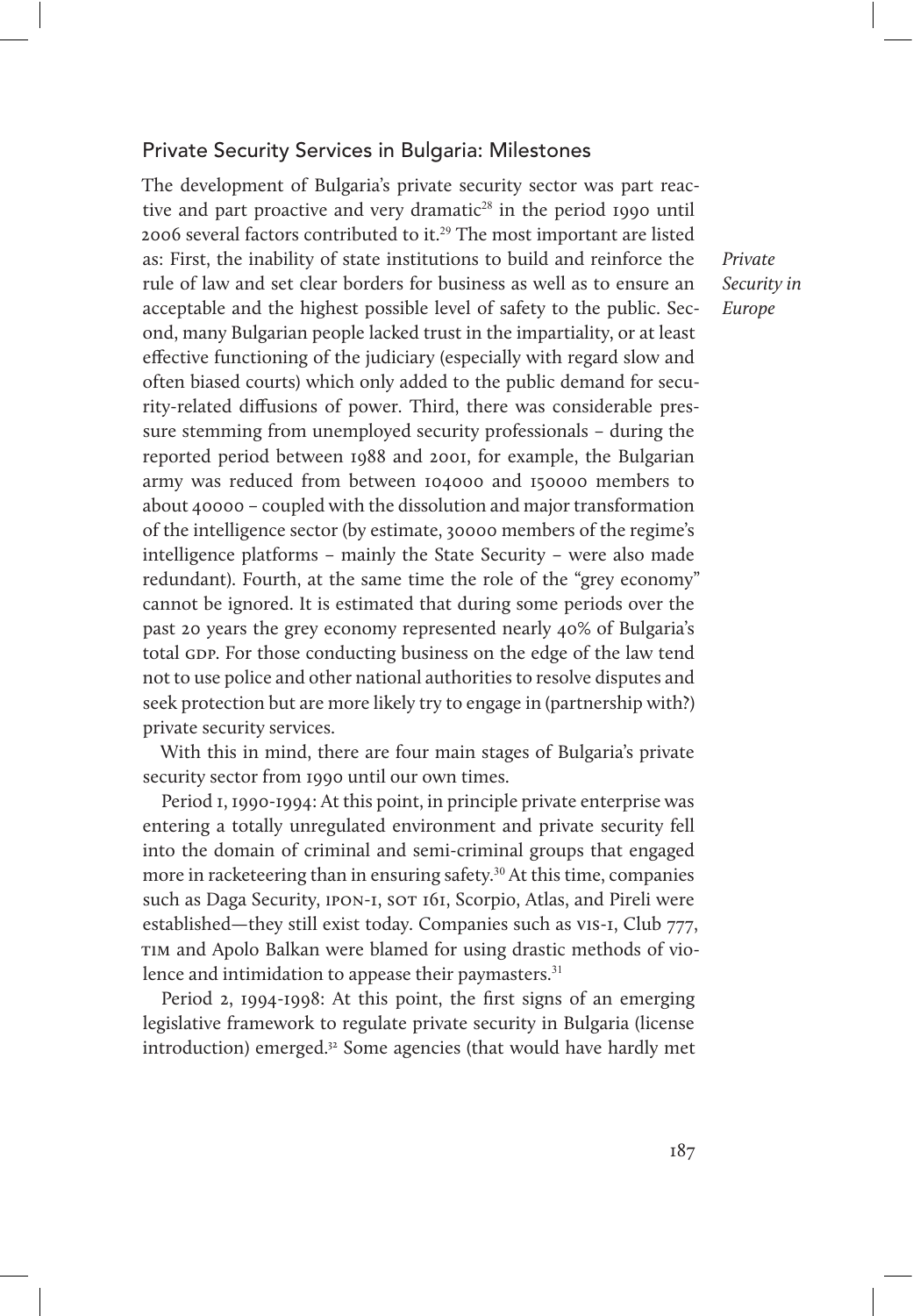## Private Security Services in Bulgaria: Milestones

The development of Bulgaria's private security sector was part reactive and part proactive and very dramatic[28] in the period 1990 until 2006 several factors contributed to it.[29] The most important are listed as: First, the inability of state institutions to build and reinforce the rule of law and set clear borders for business as well as to ensure an acceptable and the highest possible level of safety to the public. Second, many Bulgarian people lacked trust in the impartiality, or at least effective functioning of the judiciary (especially with regard slow and often biased courts) which only added to the public demand for security-related diffusions of power. Third, there was considerable pressure stemming from unemployed security professionals – during the reported period between 1988 and 2001, for example, the Bulgarian army was reduced from between 104000 and 150000 members to about 40000 – coupled with the dissolution and major transformation of the intelligence sector (by estimate, 30000 members of the regime's intelligence platforms – mainly the State Security – were also made redundant). Fourth, at the same time the role of the "grey economy" cannot be ignored. It is estimated that during some periods over the past 20 years the grey economy represented nearly 40% of Bulgaria's total GDP. For those conducting business on the edge of the law tend not to use police and other national authorities to resolve disputes and seek protection but are more likely try to engage in (partnership with?) private security services.

With this in mind, there are four main stages of Bulgaria's private security sector from 1990 until our own times.

Period 1, 1990-1994: At this point, in principle private enterprise was entering a totally unregulated environment and private security fell into the domain of criminal and semi-criminal groups that engaged more in racketeering than in ensuring safety.[30] At this time, companies such as Daga Security, IPON-1, SOT 161, Scorpio, Atlas, and Pireli were established—they still exist today. Companies such as VIS-1, Club 777, TIM and Apolo Balkan were blamed for using drastic methods of violence and intimidation to appease their paymasters.[31]

Period 2, 1994-1998: At this point, the first signs of an emerging legislative framework to regulate private security in Bulgaria (license introduction) emerged.[32] Some agencies (that would have hardly met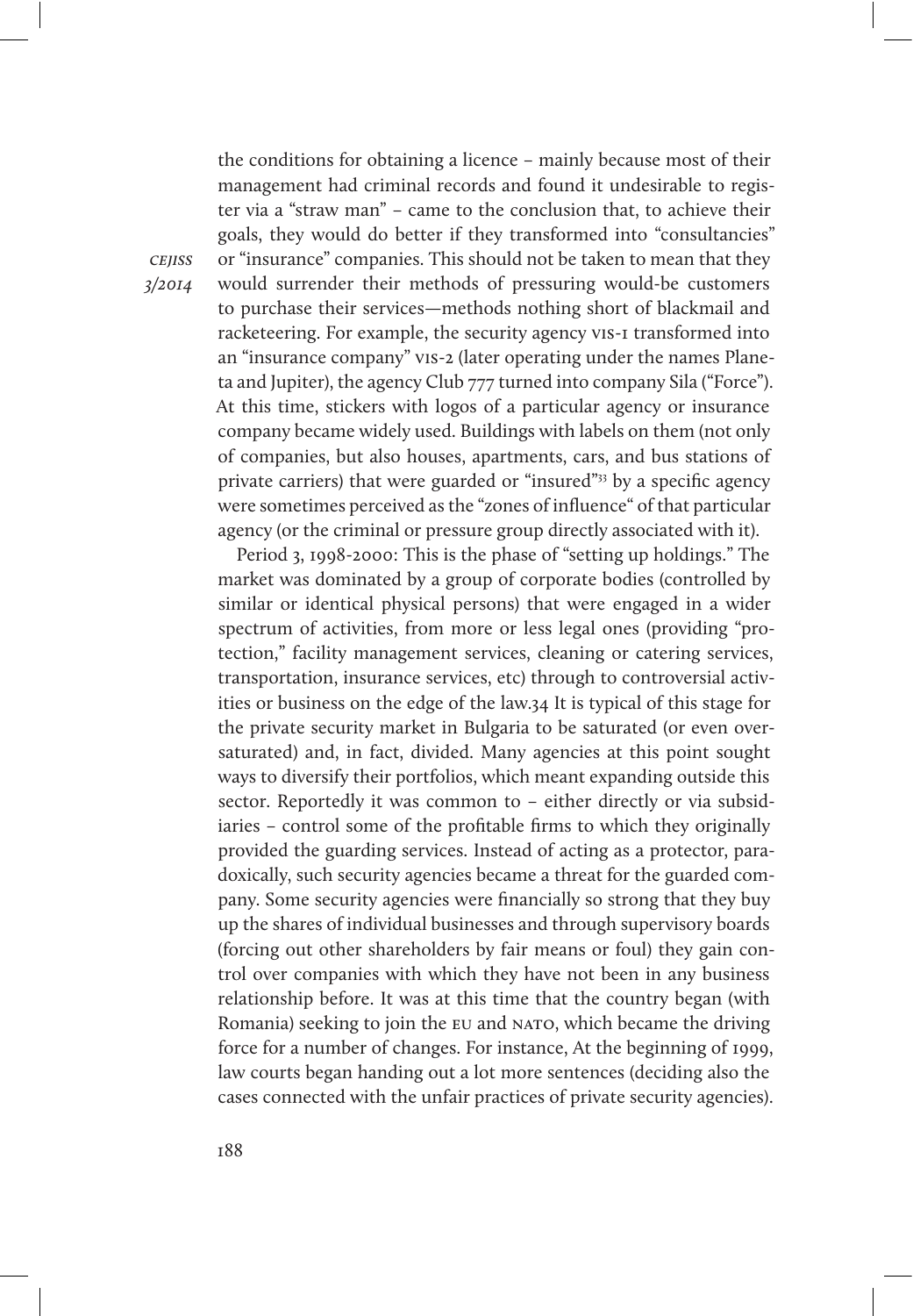the conditions for obtaining a licence – mainly because most of their management had criminal records and found it undesirable to register via a "straw man" – came to the conclusion that, to achieve their goals, they would do better if they transformed into "consultancies" or "insurance" companies. This should not be taken to mean that they would surrender their methods of pressuring would-be customers to purchase their services—methods nothing short of blackmail and racketeering. For example, the security agency VIS-1 transformed into an "insurance company" VIS-2 (later operating under the names Planeta and Jupiter), the agency Club 777 turned into company Sila ("Force"). At this time, stickers with logos of a particular agency or insurance company became widely used. Buildings with labels on them (not only of companies, but also houses, apartments, cars, and bus stations of private carriers) that were guarded or "insured"[33] by a specific agency were sometimes perceived as the "zones of influence" of that particular agency (or the criminal or pressure group directly associated with it).

Period 3, 1998-2000: This is the phase of "setting up holdings." The market was dominated by a group of corporate bodies (controlled by similar or identical physical persons) that were engaged in a wider spectrum of activities, from more or less legal ones (providing "protection," facility management services, cleaning or catering services, transportation, insurance services, etc) through to controversial activities or business on the edge of the law.34 It is typical of this stage for the private security market in Bulgaria to be saturated (or even oversaturated) and, in fact, divided. Many agencies at this point sought ways to diversify their portfolios, which meant expanding outside this sector. Reportedly it was common to – either directly or via subsidiaries – control some of the profitable firms to which they originally provided the guarding services. Instead of acting as a protector, paradoxically, such security agencies became a threat for the guarded company. Some security agencies were financially so strong that they buy up the shares of individual businesses and through supervisory boards (forcing out other shareholders by fair means or foul) they gain control over companies with which they have not been in any business relationship before. It was at this time that the country began (with Romania) seeking to join the EU and NATO, which became the driving force for a number of changes. For instance, At the beginning of 1999, law courts began handing out a lot more sentences (deciding also the cases connected with the unfair practices of private security agencies).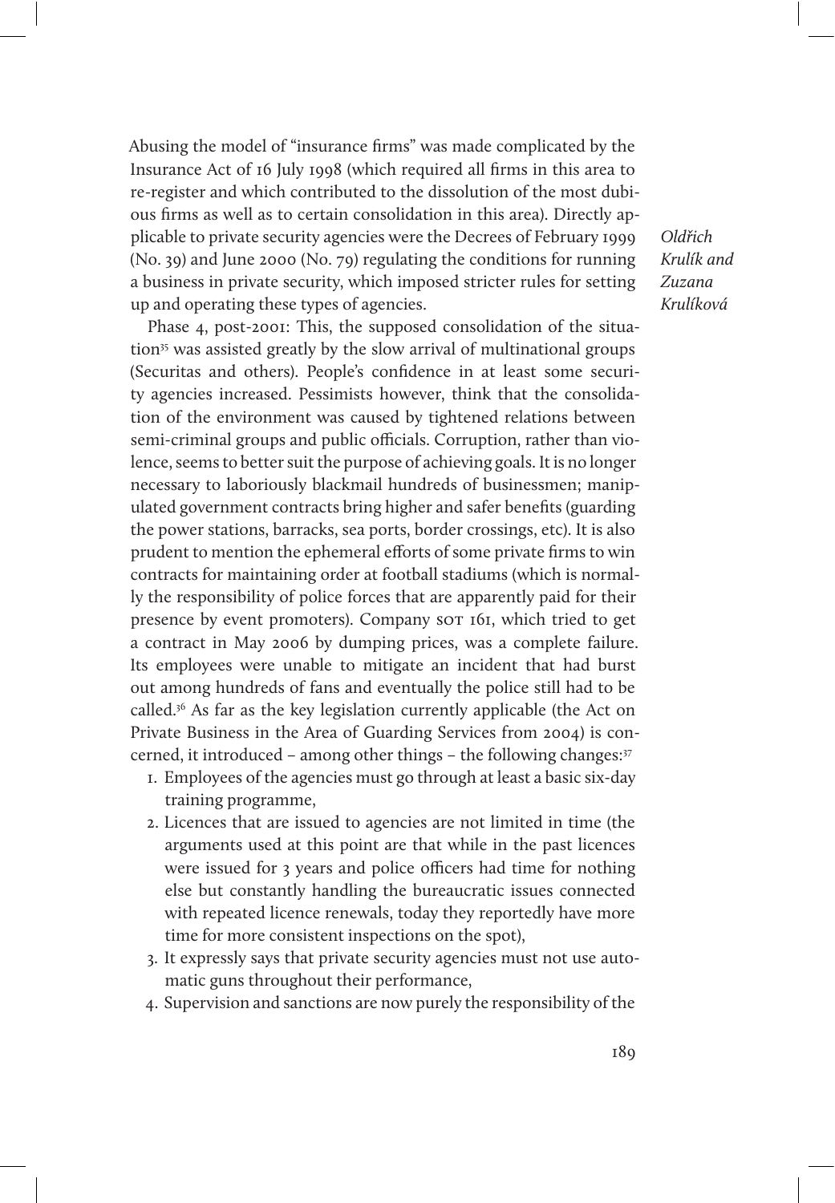Abusing the model of "insurance firms" was made complicated by the Insurance Act of 16 July 1998 (which required all firms in this area to re-register and which contributed to the dissolution of the most dubious firms as well as to certain consolidation in this area). Directly applicable to private security agencies were the Decrees of February 1999 (No. 39) and June 2000 (No. 79) regulating the conditions for running a business in private security, which imposed stricter rules for setting up and operating these types of agencies.

Phase 4, post-2001: This, the supposed consolidation of the situation[35] was assisted greatly by the slow arrival of multinational groups (Securitas and others). People's confidence in at least some security agencies increased. Pessimists however, think that the consolidation of the environment was caused by tightened relations between semi-criminal groups and public officials. Corruption, rather than violence, seems to better suit the purpose of achieving goals. It is no longer necessary to laboriously blackmail hundreds of businessmen; manipulated government contracts bring higher and safer benefits (guarding the power stations, barracks, sea ports, border crossings, etc). It is also prudent to mention the ephemeral efforts of some private firms to win contracts for maintaining order at football stadiums (which is normally the responsibility of police forces that are apparently paid for their presence by event promoters). Company SOT 161, which tried to get a contract in May 2006 by dumping prices, was a complete failure. Its employees were unable to mitigate an incident that had burst out among hundreds of fans and eventually the police still had to be called.[36] As far as the key legislation currently applicable (the Act on Private Business in the Area of Guarding Services from 2004) is concerned, it introduced – among other things – the following changes:[37]

1. Employees of the agencies must go through at least a basic six-day training programme,
2. Licences that are issued to agencies are not limited in time (the arguments used at this point are that while in the past licences were issued for 3 years and police officers had time for nothing else but constantly handling the bureaucratic issues connected with repeated licence renewals, today they reportedly have more time for more consistent inspections on the spot),
3. It expressly says that private security agencies must not use automatic guns throughout their performance,
4. Supervision and sanctions are now purely the responsibility of the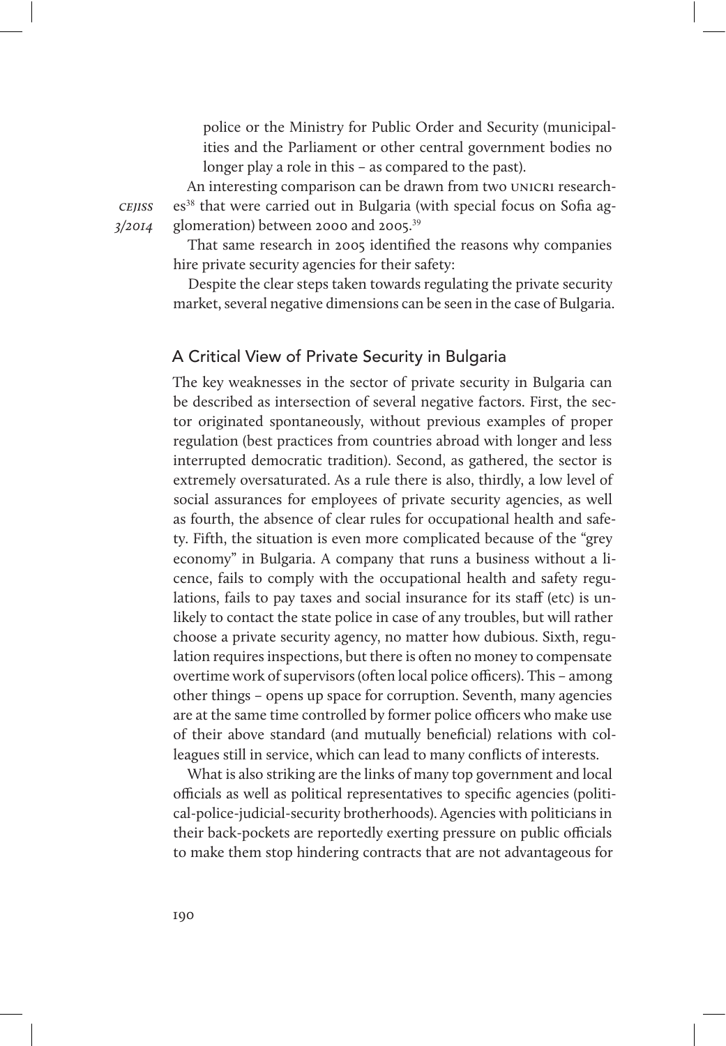police or the Ministry for Public Order and Security (municipalities and the Parliament or other central government bodies no longer play a role in this – as compared to the past).

An interesting comparison can be drawn from two UNICRI researches[38] that were carried out in Bulgaria (with special focus on Sofia agglomeration) between 2000 and 2005.[39]

That same research in 2005 identified the reasons why companies hire private security agencies for their safety:

Despite the clear steps taken towards regulating the private security market, several negative dimensions can be seen in the case of Bulgaria.

## A Critical View of Private Security in Bulgaria

The key weaknesses in the sector of private security in Bulgaria can be described as intersection of several negative factors. First, the sector originated spontaneously, without previous examples of proper regulation (best practices from countries abroad with longer and less interrupted democratic tradition). Second, as gathered, the sector is extremely oversaturated. As a rule there is also, thirdly, a low level of social assurances for employees of private security agencies, as well as fourth, the absence of clear rules for occupational health and safety. Fifth, the situation is even more complicated because of the "grey economy" in Bulgaria. A company that runs a business without a licence, fails to comply with the occupational health and safety regulations, fails to pay taxes and social insurance for its staff (etc) is unlikely to contact the state police in case of any troubles, but will rather choose a private security agency, no matter how dubious. Sixth, regulation requires inspections, but there is often no money to compensate overtime work of supervisors (often local police officers). This – among other things – opens up space for corruption. Seventh, many agencies are at the same time controlled by former police officers who make use of their above standard (and mutually beneficial) relations with colleagues still in service, which can lead to many conflicts of interests.

What is also striking are the links of many top government and local officials as well as political representatives to specific agencies (political-police-judicial-security brotherhoods). Agencies with politicians in their back-pockets are reportedly exerting pressure on public officials to make them stop hindering contracts that are not advantageous for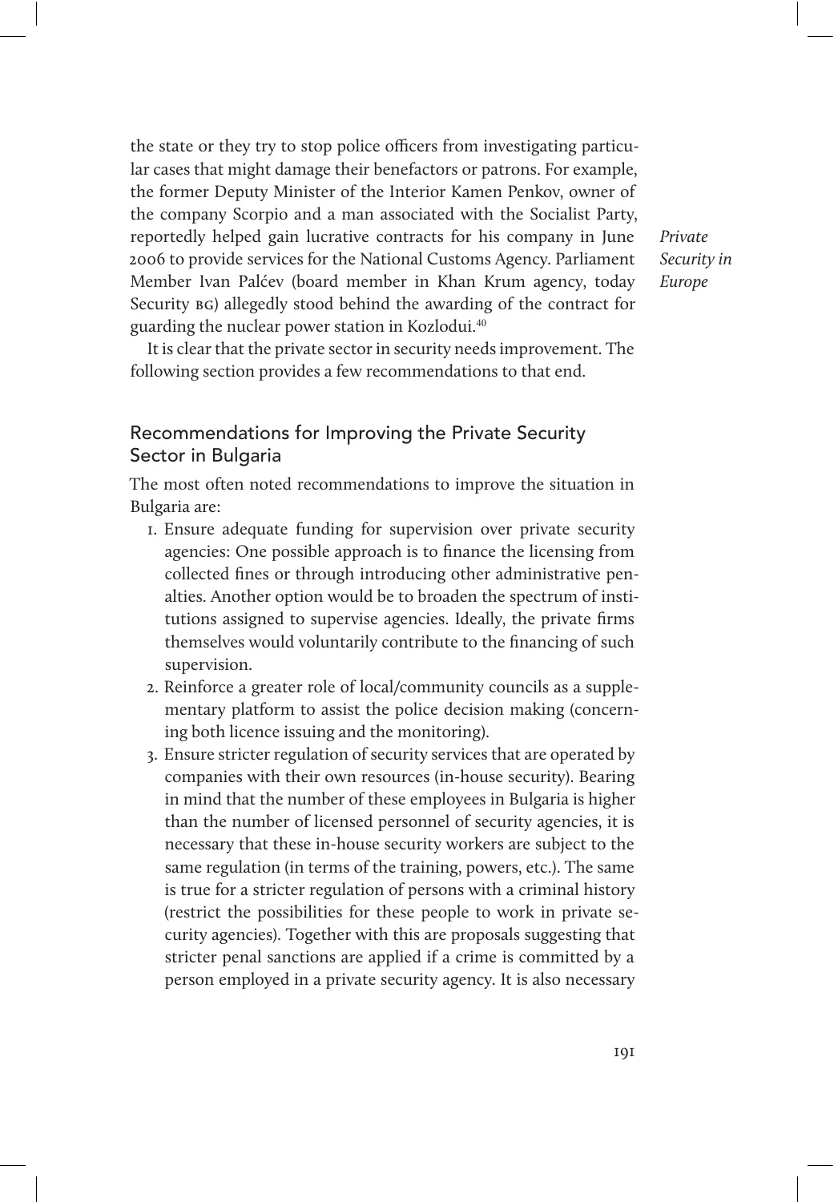the state or they try to stop police officers from investigating particular cases that might damage their benefactors or patrons. For example, the former Deputy Minister of the Interior Kamen Penkov, owner of the company Scorpio and a man associated with the Socialist Party, reportedly helped gain lucrative contracts for his company in June 2006 to provide services for the National Customs Agency. Parliament Member Ivan Palćev (board member in Khan Krum agency, today Security BG) allegedly stood behind the awarding of the contract for guarding the nuclear power station in Kozlodui.[40]

It is clear that the private sector in security needs improvement. The following section provides a few recommendations to that end.

## Recommendations for Improving the Private Security Sector in Bulgaria

The most often noted recommendations to improve the situation in Bulgaria are:

1. Ensure adequate funding for supervision over private security agencies: One possible approach is to finance the licensing from collected fines or through introducing other administrative penalties. Another option would be to broaden the spectrum of institutions assigned to supervise agencies. Ideally, the private firms themselves would voluntarily contribute to the financing of such supervision.
2. Reinforce a greater role of local/community councils as a supplementary platform to assist the police decision making (concerning both licence issuing and the monitoring).
3. Ensure stricter regulation of security services that are operated by companies with their own resources (in-house security). Bearing in mind that the number of these employees in Bulgaria is higher than the number of licensed personnel of security agencies, it is necessary that these in-house security workers are subject to the same regulation (in terms of the training, powers, etc.). The same is true for a stricter regulation of persons with a criminal history (restrict the possibilities for these people to work in private security agencies). Together with this are proposals suggesting that stricter penal sanctions are applied if a crime is committed by a person employed in a private security agency. It is also necessary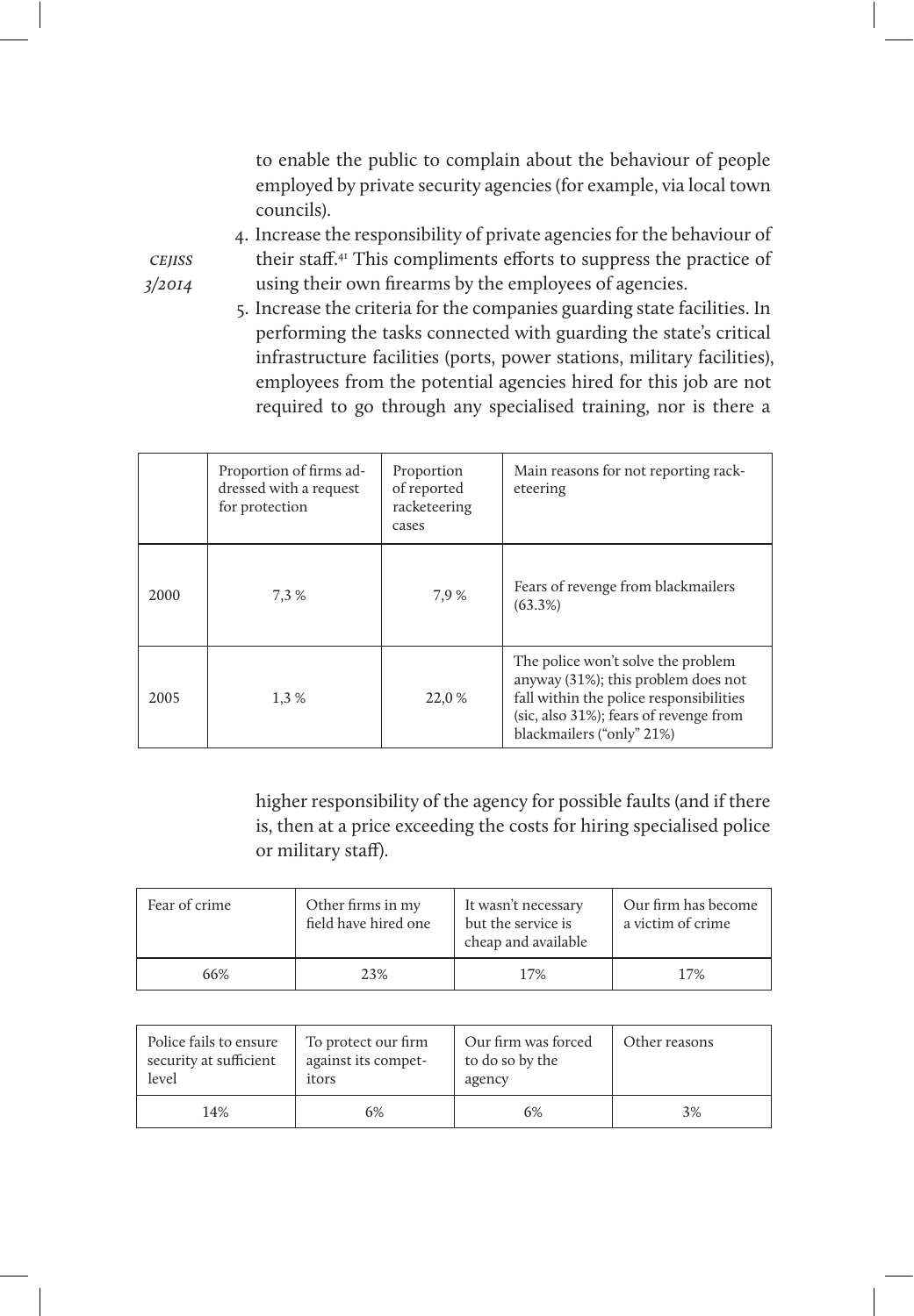to enable the public to complain about the behaviour of people employed by private security agencies (for example, via local town councils).

4. Increase the responsibility of private agencies for the behaviour of their staff.[41] This compliments efforts to suppress the practice of using their own firearms by the employees of agencies.
5. Increase the criteria for the companies guarding state facilities. In performing the tasks connected with guarding the state's critical infrastructure facilities (ports, power stations, military facilities), employees from the potential agencies hired for this job are not required to go through any specialised training, nor is there a higher responsibility of the agency for possible faults (and if there is, then at a price exceeding the costs for hiring specialised police or military staff).

| | Proportion of firms addressed with a request for protection | Proportion of reported racketeering cases | Main reasons for not reporting racketeering |
|---|---|---|---|
| 2000 | 7,3 % | 7,9 % | Fears of revenge from blackmailers (63.3%) |
| 2005 | 1,3 % | 22,0 % | The police won't solve the problem anyway (31%); this problem does not fall within the police responsibilities (sic, also 31%); fears of revenge from blackmailers ("only" 21%) |

| Fear of crime | Other firms in my field have hired one | It wasn't necessary but the service is cheap and available | Our firm has become a victim of crime |
|---|---|---|---|
| 66% | 23% | 17% | 17% |

| Police fails to ensure security at sufficient level | To protect our firm against its competitors | Our firm was forced to do so by the agency | Other reasons |
|---|---|---|---|
| 14% | 6% | 6% | 3% |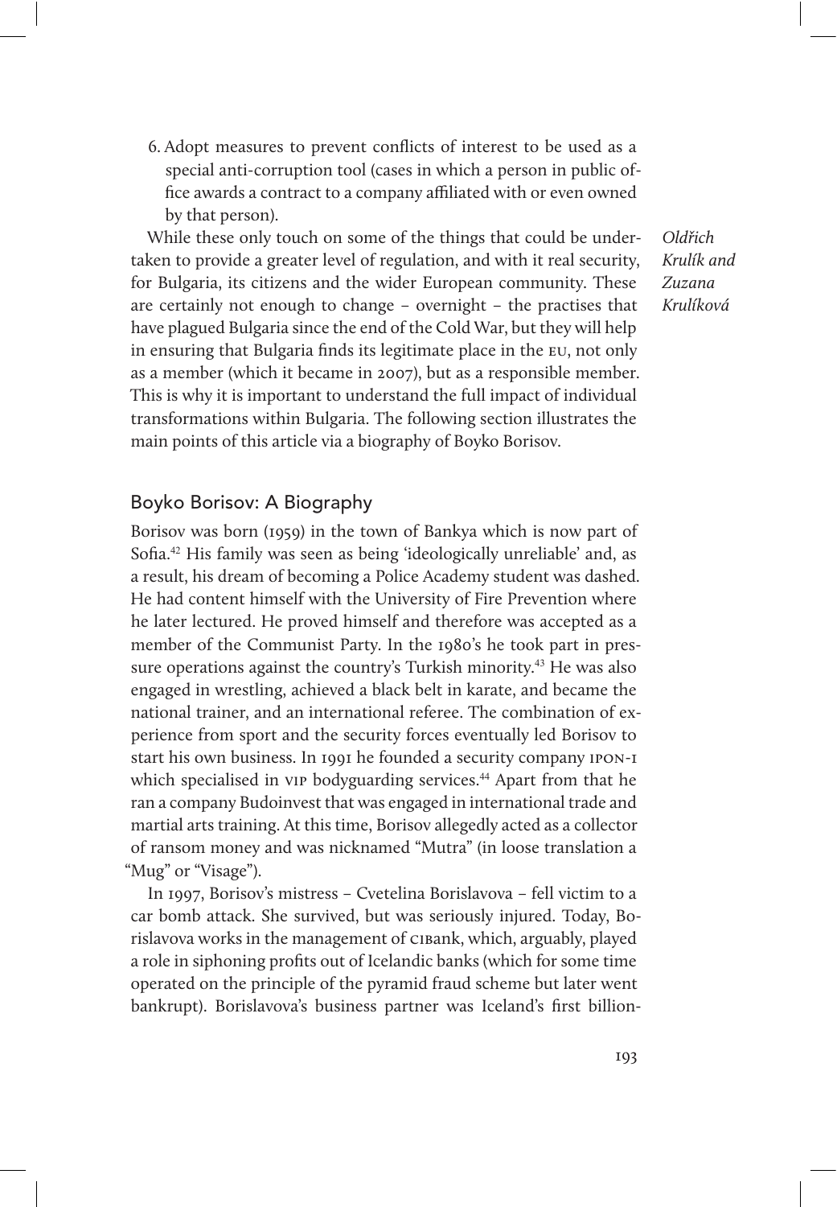6. Adopt measures to prevent conflicts of interest to be used as a special anti-corruption tool (cases in which a person in public office awards a contract to a company affiliated with or even owned by that person).

While these only touch on some of the things that could be undertaken to provide a greater level of regulation, and with it real security, for Bulgaria, its citizens and the wider European community. These are certainly not enough to change – overnight – the practises that have plagued Bulgaria since the end of the Cold War, but they will help in ensuring that Bulgaria finds its legitimate place in the EU, not only as a member (which it became in 2007), but as a responsible member. This is why it is important to understand the full impact of individual transformations within Bulgaria. The following section illustrates the main points of this article via a biography of Boyko Borisov.

## Boyko Borisov: A Biography

Borisov was born (1959) in the town of Bankya which is now part of Sofia.[42] His family was seen as being 'ideologically unreliable' and, as a result, his dream of becoming a Police Academy student was dashed. He had content himself with the University of Fire Prevention where he later lectured. He proved himself and therefore was accepted as a member of the Communist Party. In the 1980's he took part in pressure operations against the country's Turkish minority.[43] He was also engaged in wrestling, achieved a black belt in karate, and became the national trainer, and an international referee. The combination of experience from sport and the security forces eventually led Borisov to start his own business. In 1991 he founded a security company IPON-1 which specialised in VIP bodyguarding services.[44] Apart from that he ran a company Budoinvest that was engaged in international trade and martial arts training. At this time, Borisov allegedly acted as a collector of ransom money and was nicknamed "Mutra" (in loose translation a "Mug" or "Visage").

In 1997, Borisov's mistress – Cvetelina Borislavova – fell victim to a car bomb attack. She survived, but was seriously injured. Today, Borislavova works in the management of CIBank, which, arguably, played a role in siphoning profits out of Icelandic banks (which for some time operated on the principle of the pyramid fraud scheme but later went bankrupt). Borislavova's business partner was Iceland's first billion-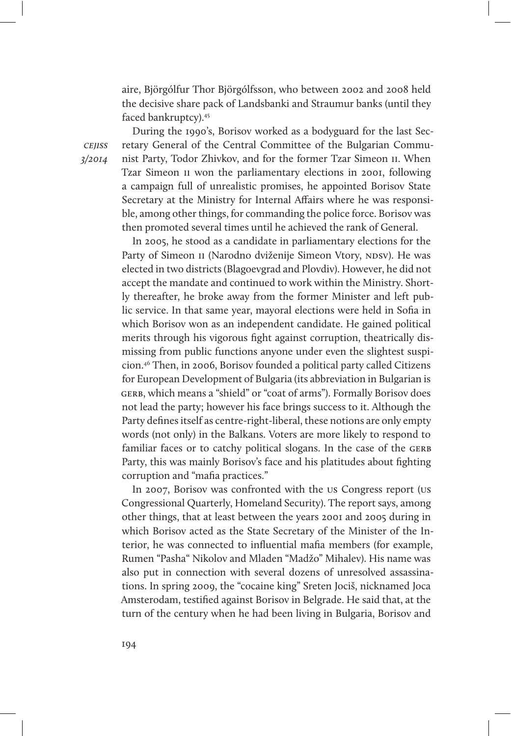aire, Björgólfur Thor Björgólfsson, who between 2002 and 2008 held the decisive share pack of Landsbanki and Straumur banks (until they faced bankruptcy).[45]

During the 1990's, Borisov worked as a bodyguard for the last Secretary General of the Central Committee of the Bulgarian Communist Party, Todor Zhivkov, and for the former Tzar Simeon II. When Tzar Simeon II won the parliamentary elections in 2001, following a campaign full of unrealistic promises, he appointed Borisov State Secretary at the Ministry for Internal Affairs where he was responsible, among other things, for commanding the police force. Borisov was then promoted several times until he achieved the rank of General.

In 2005, he stood as a candidate in parliamentary elections for the Party of Simeon II (Narodno dviženije Simeon Vtory, NDSV). He was elected in two districts (Blagoevgrad and Plovdiv). However, he did not accept the mandate and continued to work within the Ministry. Shortly thereafter, he broke away from the former Minister and left public service. In that same year, mayoral elections were held in Sofia in which Borisov won as an independent candidate. He gained political merits through his vigorous fight against corruption, theatrically dismissing from public functions anyone under even the slightest suspicion.[46] Then, in 2006, Borisov founded a political party called Citizens for European Development of Bulgaria (its abbreviation in Bulgarian is GERB, which means a "shield" or "coat of arms"). Formally Borisov does not lead the party; however his face brings success to it. Although the Party defines itself as centre-right-liberal, these notions are only empty words (not only) in the Balkans. Voters are more likely to respond to familiar faces or to catchy political slogans. In the case of the GERB Party, this was mainly Borisov's face and his platitudes about fighting corruption and "mafia practices."

In 2007, Borisov was confronted with the US Congress report (US Congressional Quarterly, Homeland Security). The report says, among other things, that at least between the years 2001 and 2005 during in which Borisov acted as the State Secretary of the Minister of the Interior, he was connected to influential mafia members (for example, Rumen "Pasha" Nikolov and Mladen "Madžo" Mihalev). His name was also put in connection with several dozens of unresolved assassinations. In spring 2009, the "cocaine king" Sreten Jociš, nicknamed Joca Amsterodam, testified against Borisov in Belgrade. He said that, at the turn of the century when he had been living in Bulgaria, Borisov and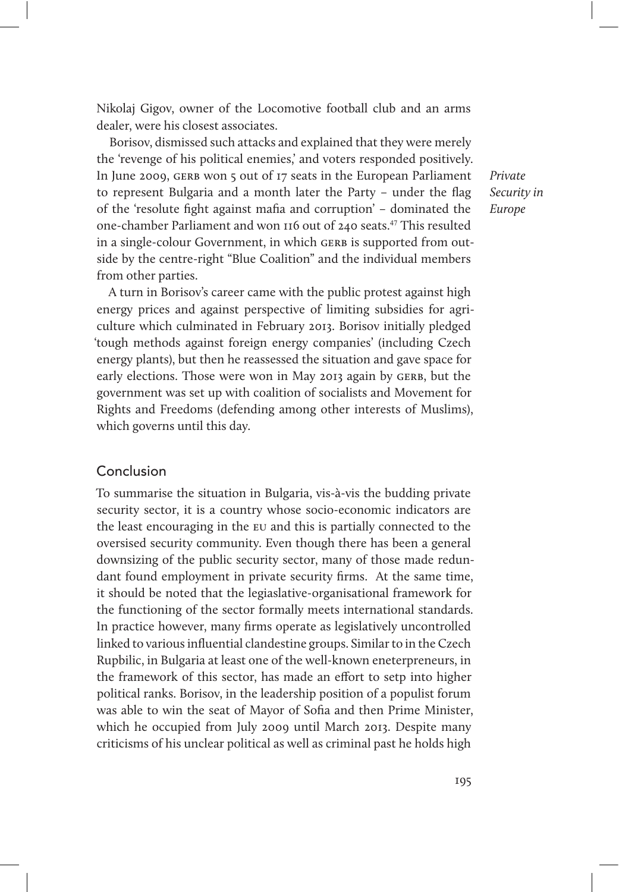Nikolaj Gigov, owner of the Locomotive football club and an arms dealer, were his closest associates.

Borisov, dismissed such attacks and explained that they were merely the 'revenge of his political enemies,' and voters responded positively. In June 2009, GERB won 5 out of 17 seats in the European Parliament to represent Bulgaria and a month later the Party – under the flag of the 'resolute fight against mafia and corruption' – dominated the one-chamber Parliament and won 116 out of 240 seats.[47] This resulted in a single-colour Government, in which GERB is supported from outside by the centre-right "Blue Coalition" and the individual members from other parties.

A turn in Borisov's career came with the public protest against high energy prices and against perspective of limiting subsidies for agriculture which culminated in February 2013. Borisov initially pledged 'tough methods against foreign energy companies' (including Czech energy plants), but then he reassessed the situation and gave space for early elections. Those were won in May 2013 again by GERB, but the government was set up with coalition of socialists and Movement for Rights and Freedoms (defending among other interests of Muslims), which governs until this day.

## Conclusion

To summarise the situation in Bulgaria, vis-à-vis the budding private security sector, it is a country whose socio-economic indicators are the least encouraging in the EU and this is partially connected to the oversised security community. Even though there has been a general downsizing of the public security sector, many of those made redundant found employment in private security firms. At the same time, it should be noted that the legiaslative-organisational framework for the functioning of the sector formally meets international standards. In practice however, many firms operate as legislatively uncontrolled linked to various influential clandestine groups. Similar to in the Czech Rupbilic, in Bulgaria at least one of the well-known eneterpreneurs, in the framework of this sector, has made an effort to setp into higher political ranks. Borisov, in the leadership position of a populist forum was able to win the seat of Mayor of Sofia and then Prime Minister, which he occupied from July 2009 until March 2013. Despite many criticisms of his unclear political as well as criminal past he holds high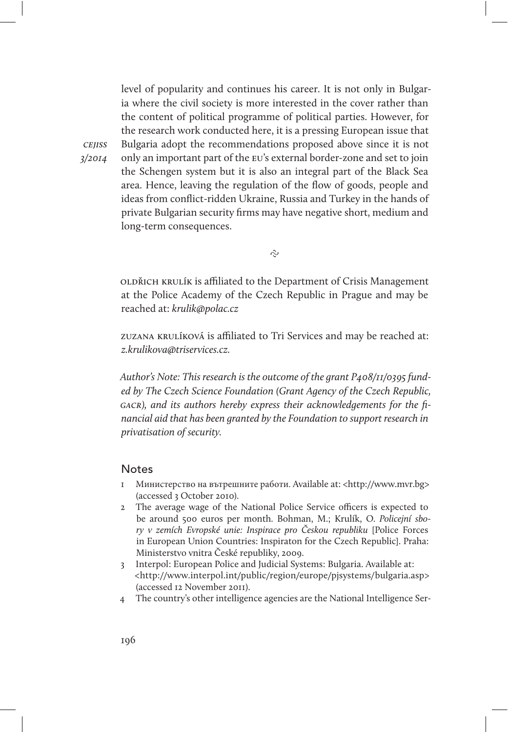level of popularity and continues his career. It is not only in Bulgaria where the civil society is more interested in the cover rather than the content of political programme of political parties. However, for the research work conducted here, it is a pressing European issue that Bulgaria adopt the recommendations proposed above since it is not only an important part of the EU's external border-zone and set to join the Schengen system but it is also an integral part of the Black Sea area. Hence, leaving the regulation of the flow of goods, people and ideas from conflict-ridden Ukraine, Russia and Turkey in the hands of private Bulgarian security firms may have negative short, medium and long-term consequences.

~

OLDŘICH KRULÍK is affiliated to the Department of Crisis Management at the Police Academy of the Czech Republic in Prague and may be reached at: *krulik@polac.cz*

ZUZANA KRULÍKOVÁ is affiliated to Tri Services and may be reached at: *z.krulikova@triservices.cz.*

*Author's Note: This research is the outcome of the grant P408/11/0395 funded by The Czech Science Foundation (Grant Agency of the Czech Republic, GACR), and its authors hereby express their acknowledgements for the financial aid that has been granted by the Foundation to support research in privatisation of security.*

## Notes

1. Министерство на вътрешните работи. Available at: <http://www.mvr.bg> (accessed 3 October 2010).
2. The average wage of the National Police Service officers is expected to be around 500 euros per month. Bohman, M.; Krulík, O. *Policejní sbory v zemích Evropské unie: Inspirace pro Českou republiku* [Police Forces in European Union Countries: Inspiraton for the Czech Republic]. Praha: Ministerstvo vnitra České republiky, 2009.
3. Interpol: European Police and Judicial Systems: Bulgaria. Available at: <http://www.interpol.int/public/region/europe/pjsystems/bulgaria.asp> (accessed 12 November 2011).
4. The country's other intelligence agencies are the National Intelligence Ser-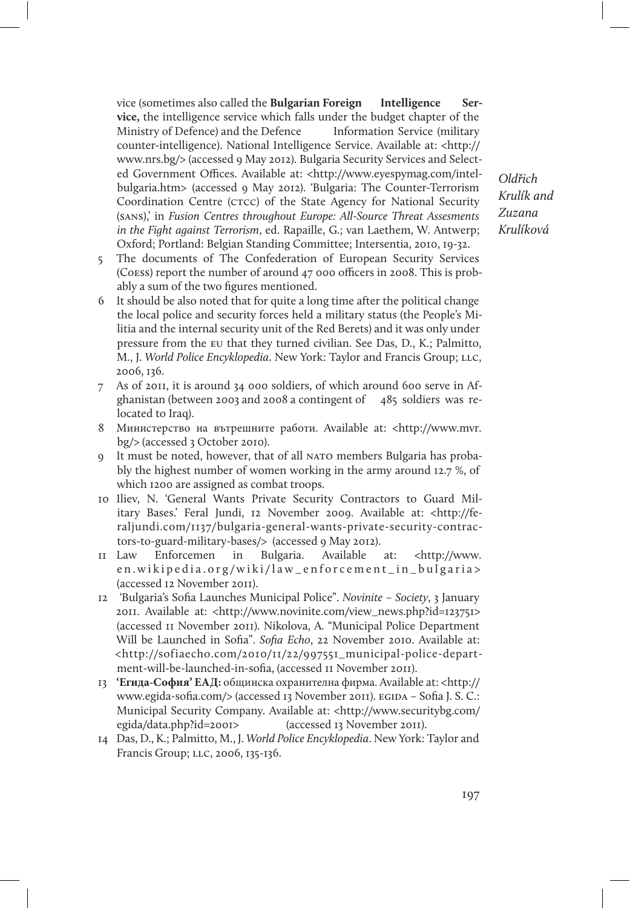vice (sometimes also called the **Bulgarian Foreign Intelligence Service,** the intelligence service which falls under the budget chapter of the Ministry of Defence) and the Defence Information Service (military counter-intelligence). National Intelligence Service. Available at: <http://www.nrs.bg/> (accessed 9 May 2012). Bulgaria Security Services and Selected Government Offices. Available at: <http://www.eyespymag.com/intelbulgaria.htm> (accessed 9 May 2012). 'Bulgaria: The Counter-Terrorism Coordination Centre (CTCC) of the State Agency for National Security (SANS),' in *Fusion Centres throughout Europe: All-Source Threat Assesments in the Fight against Terrorism*, ed. Rapaille, G.; van Laethem, W. Antwerp; Oxford; Portland: Belgian Standing Committee; Intersentia, 2010, 19-32.

5 The documents of The Confederation of European Security Services (CoESS) report the number of around 47 000 officers in 2008. This is probably a sum of the two figures mentioned.

6 It should be also noted that for quite a long time after the political change the local police and security forces held a military status (the People's Militia and the internal security unit of the Red Berets) and it was only under pressure from the EU that they turned civilian. See Das, D., K.; Palmitto, M., J. *World Police Encyklopedia*. New York: Taylor and Francis Group; LLC, 2006, 136.

7 As of 2011, it is around 34 000 soldiers, of which around 600 serve in Afghanistan (between 2003 and 2008 a contingent of 485 soldiers was relocated to Iraq).

8 Министерство на вътрешните работи. Available at: <http://www.mvr.bg/> (accessed 3 October 2010).

9 It must be noted, however, that of all NATO members Bulgaria has probably the highest number of women working in the army around 12.7 %, of which 1200 are assigned as combat troops.

10 Iliev, N. 'General Wants Private Security Contractors to Guard Military Bases.' Feral Jundi, 12 November 2009. Available at: <http://feraljundi.com/1137/bulgaria-general-wants-private-security-contractors-to-guard-military-bases/> (accessed 9 May 2012).

11 Law Enforcemen in Bulgaria. Available at: <http://www.en.wikipedia.org/wiki/law_enforcement_in_bulgaria> (accessed 12 November 2011).

12 'Bulgaria's Sofia Launches Municipal Police". *Novinite – Society*, 3 January 2011. Available at: <http://www.novinite.com/view_news.php?id=123751> (accessed 11 November 2011). Nikolova, A. "Municipal Police Department Will be Launched in Sofia". *Sofia Echo*, 22 November 2010. Available at: <http://sofiaecho.com/2010/11/22/997551_municipal-police-department-will-be-launched-in-sofia, (accessed 11 November 2011).

13 **'Егида-София' ЕАД:** общинска охранителна фирма. Available at: <http://www.egida-sofia.com/> (accessed 13 November 2011). EGIDA – Sofia J. S. C.: Municipal Security Company. Available at: <http://www.securitybg.com/egida/data.php?id=2001> (accessed 13 November 2011).

14 Das, D., K.; Palmitto, M., J. *World Police Encyklopedia*. New York: Taylor and Francis Group; LLC, 2006, 135-136.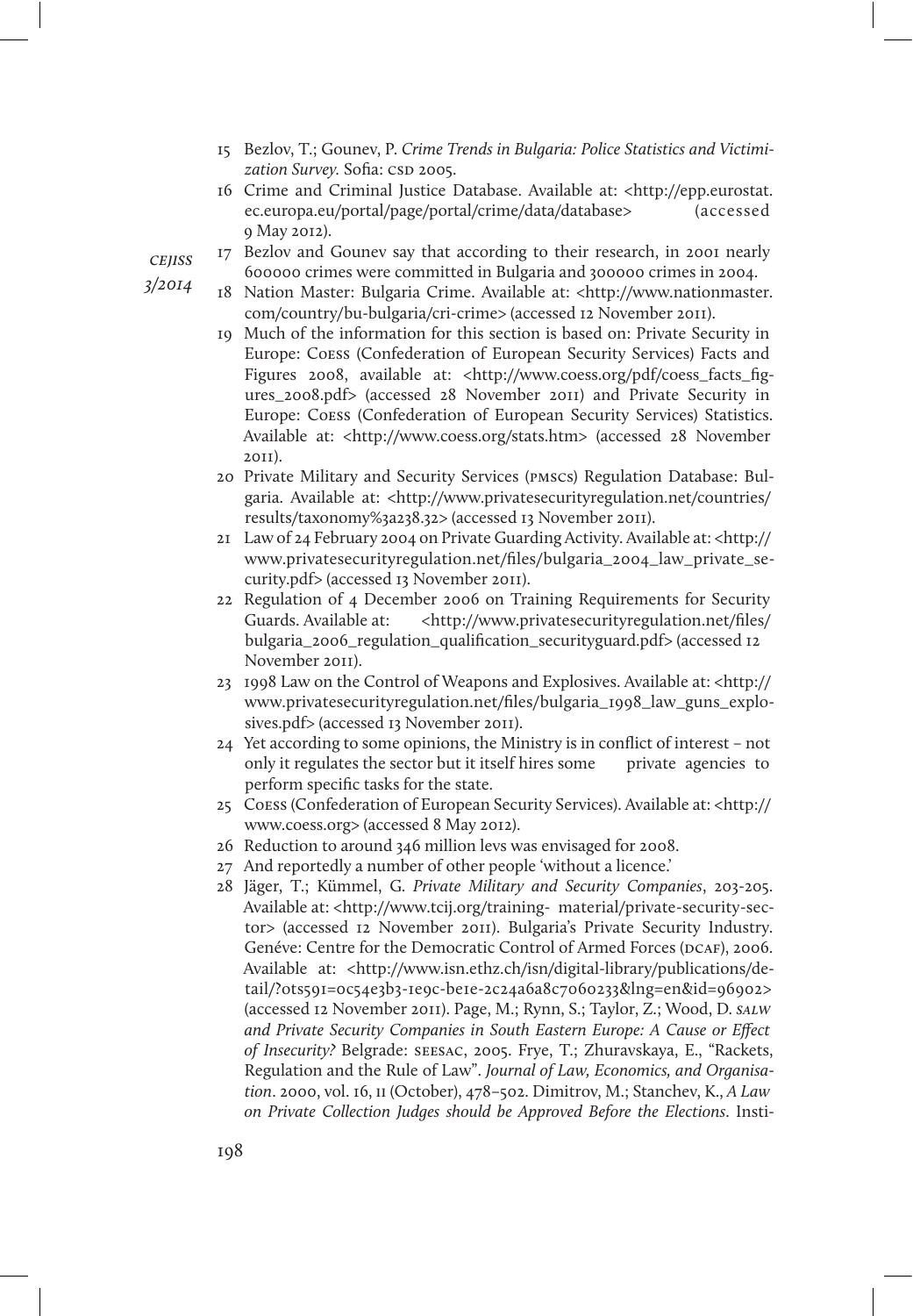15 Bezlov, T.; Gounev, P. *Crime Trends in Bulgaria: Police Statistics and Victimization Survey.* Sofia: CSD 2005.

16 Crime and Criminal Justice Database. Available at: <http://epp.eurostat.ec.europa.eu/portal/page/portal/crime/data/database> (accessed 9 May 2012).

17 Bezlov and Gounev say that according to their research, in 2001 nearly 600000 crimes were committed in Bulgaria and 300000 crimes in 2004.

18 Nation Master: Bulgaria Crime. Available at: <http://www.nationmaster.com/country/bu-bulgaria/cri-crime> (accessed 12 November 2011).

19 Much of the information for this section is based on: Private Security in Europe: CoESS (Confederation of European Security Services) Facts and Figures 2008, available at: <http://www.coess.org/pdf/coess_facts_figures_2008.pdf> (accessed 28 November 2011) and Private Security in Europe: CoESS (Confederation of European Security Services) Statistics. Available at: <http://www.coess.org/stats.htm> (accessed 28 November 2011).

20 Private Military and Security Services (PMSCs) Regulation Database: Bulgaria. Available at: <http://www.privatesecurityregulation.net/countries/results/taxonomy%3a238.32> (accessed 13 November 2011).

21 Law of 24 February 2004 on Private Guarding Activity. Available at: <http://www.privatesecurityregulation.net/files/bulgaria_2004_law_private_security.pdf> (accessed 13 November 2011).

22 Regulation of 4 December 2006 on Training Requirements for Security Guards. Available at: <http://www.privatesecurityregulation.net/files/bulgaria_2006_regulation_qualification_securityguard.pdf> (accessed 12 November 2011).

23 1998 Law on the Control of Weapons and Explosives. Available at: <http://www.privatesecurityregulation.net/files/bulgaria_1998_law_guns_explosives.pdf> (accessed 13 November 2011).

24 Yet according to some opinions, the Ministry is in conflict of interest – not only it regulates the sector but it itself hires some private agencies to perform specific tasks for the state.

25 CoESS (Confederation of European Security Services). Available at: <http://www.coess.org> (accessed 8 May 2012).

26 Reduction to around 346 million levs was envisaged for 2008.

27 And reportedly a number of other people 'without a licence.'

28 Jäger, T.; Kümmel, G. *Private Military and Security Companies*, 203-205. Available at: <http://www.tcij.org/training- material/private-security-sector> (accessed 12 November 2011). Bulgaria's Private Security Industry. Genéve: Centre for the Democratic Control of Armed Forces (DCAF), 2006. Available at: <http://www.isn.ethz.ch/isn/digital-library/publications/detail/?ots591=0c54e3b3-1e9c-be1e-2c24a6a8c7060233&lng=en&id=96902> (accessed 12 November 2011). Page, M.; Rynn, S.; Taylor, Z.; Wood, D. *SALW and Private Security Companies in South Eastern Europe: A Cause or Effect of Insecurity?* Belgrade: SEESAC, 2005. Frye, T.; Zhuravskaya, E., "Rackets, Regulation and the Rule of Law". *Journal of Law, Economics, and Organisation*. 2000, vol. 16, 11 (October), 478–502. Dimitrov, M.; Stanchev, K., *A Law on Private Collection Judges should be Approved Before the Elections*. Insti-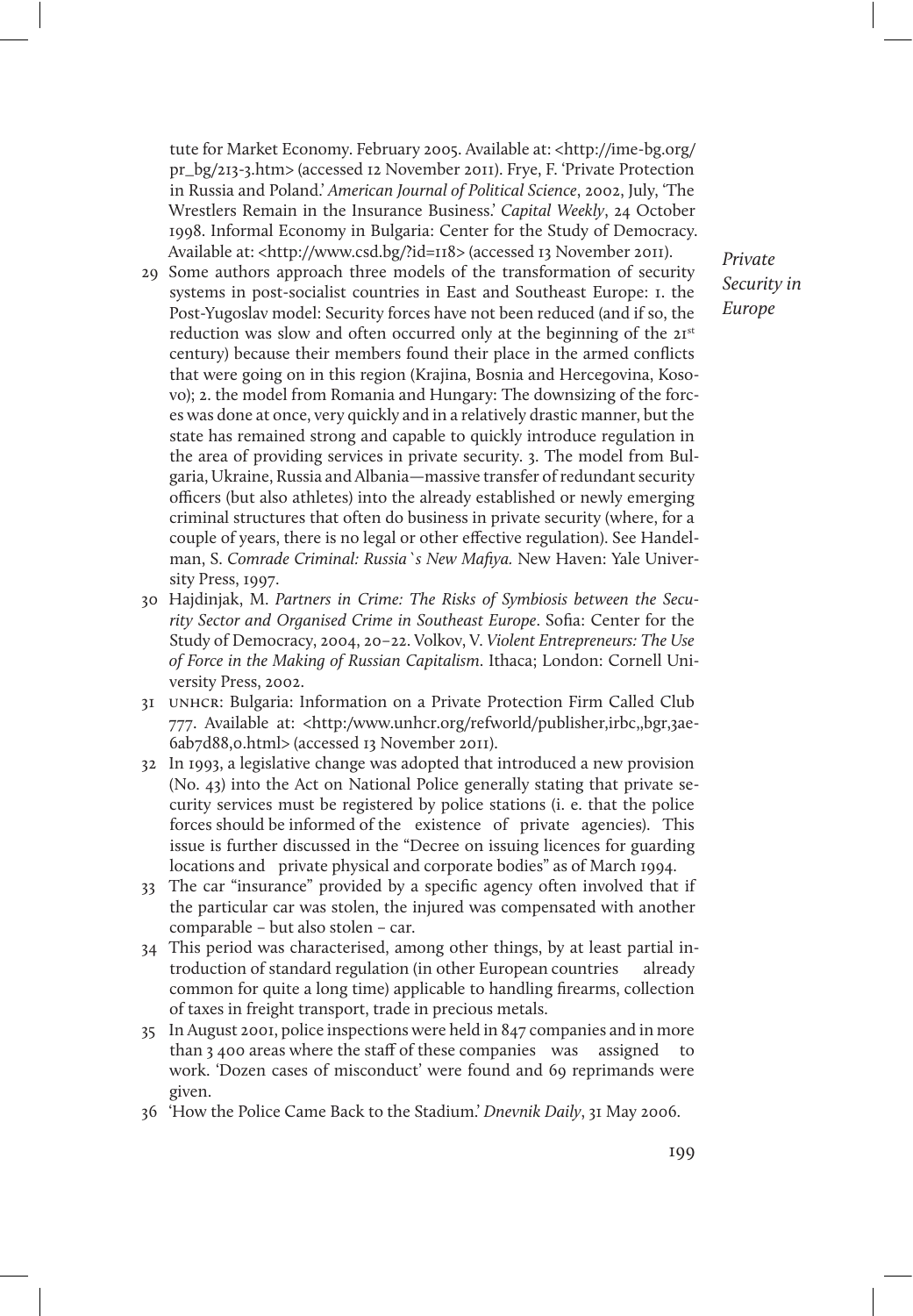tute for Market Economy. February 2005. Available at: <http://ime-bg.org/pr_bg/213-3.htm> (accessed 12 November 2011). Frye, F. 'Private Protection in Russia and Poland.' *American Journal of Political Science*, 2002, July, 'The Wrestlers Remain in the Insurance Business.' *Capital Weekly*, 24 October 1998. Informal Economy in Bulgaria: Center for the Study of Democracy. Available at: <http://www.csd.bg/?id=118> (accessed 13 November 2011).

29 Some authors approach three models of the transformation of security systems in post-socialist countries in East and Southeast Europe: 1. the Post-Yugoslav model: Security forces have not been reduced (and if so, the reduction was slow and often occurred only at the beginning of the 21st century) because their members found their place in the armed conflicts that were going on in this region (Krajina, Bosnia and Hercegovina, Kosovo); 2. the model from Romania and Hungary: The downsizing of the forces was done at once, very quickly and in a relatively drastic manner, but the state has remained strong and capable to quickly introduce regulation in the area of providing services in private security. 3. The model from Bulgaria, Ukraine, Russia and Albania—massive transfer of redundant security officers (but also athletes) into the already established or newly emerging criminal structures that often do business in private security (where, for a couple of years, there is no legal or other effective regulation). See Handelman, S. *Comrade Criminal: Russia`s New Mafiya.* New Haven: Yale University Press, 1997.

30 Hajdinjak, M. *Partners in Crime: The Risks of Symbiosis between the Security Sector and Organised Crime in Southeast Europe*. Sofia: Center for the Study of Democracy, 2004, 20–22. Volkov, V. *Violent Entrepreneurs: The Use of Force in the Making of Russian Capitalism*. Ithaca; London: Cornell University Press, 2002.

31 UNHCR: Bulgaria: Information on a Private Protection Firm Called Club 777. Available at: <http:/www.unhcr.org/refworld/publisher,irbc,,bgr,3ae6ab7d88,0.html> (accessed 13 November 2011).

32 In 1993, a legislative change was adopted that introduced a new provision (No. 43) into the Act on National Police generally stating that private security services must be registered by police stations (i. e. that the police forces should be informed of the existence of private agencies). This issue is further discussed in the "Decree on issuing licences for guarding locations and private physical and corporate bodies" as of March 1994.

33 The car "insurance" provided by a specific agency often involved that if the particular car was stolen, the injured was compensated with another comparable – but also stolen – car.

34 This period was characterised, among other things, by at least partial introduction of standard regulation (in other European countries already common for quite a long time) applicable to handling firearms, collection of taxes in freight transport, trade in precious metals.

35 In August 2001, police inspections were held in 847 companies and in more than 3 400 areas where the staff of these companies was assigned to work. 'Dozen cases of misconduct' were found and 69 reprimands were given.

36 'How the Police Came Back to the Stadium.' *Dnevnik Daily*, 31 May 2006.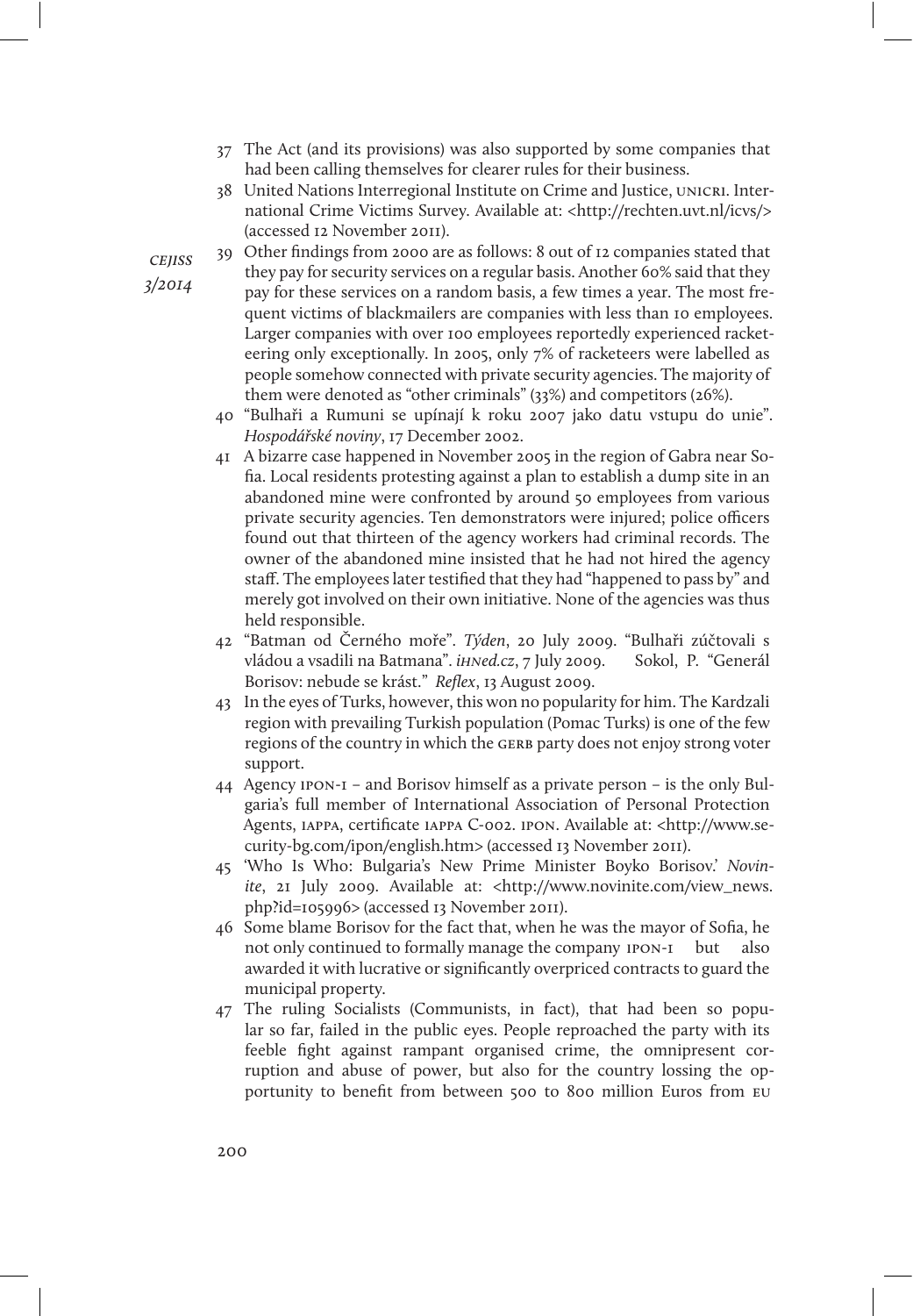37 The Act (and its provisions) was also supported by some companies that had been calling themselves for clearer rules for their business.

38 United Nations Interregional Institute on Crime and Justice, UNICRI. International Crime Victims Survey. Available at: <http://rechten.uvt.nl/icvs/> (accessed 12 November 2011).

39 Other findings from 2000 are as follows: 8 out of 12 companies stated that they pay for security services on a regular basis. Another 60% said that they pay for these services on a random basis, a few times a year. The most frequent victims of blackmailers are companies with less than 10 employees. Larger companies with over 100 employees reportedly experienced racketeering only exceptionally. In 2005, only 7% of racketeers were labelled as people somehow connected with private security agencies. The majority of them were denoted as "other criminals" (33%) and competitors (26%).

40 "Bulhaři a Rumuni se upínají k roku 2007 jako datu vstupu do unie". *Hospodářské noviny*, 17 December 2002.

41 A bizarre case happened in November 2005 in the region of Gabra near Sofia. Local residents protesting against a plan to establish a dump site in an abandoned mine were confronted by around 50 employees from various private security agencies. Ten demonstrators were injured; police officers found out that thirteen of the agency workers had criminal records. The owner of the abandoned mine insisted that he had not hired the agency staff. The employees later testified that they had "happened to pass by" and merely got involved on their own initiative. None of the agencies was thus held responsible.

42 "Batman od Černého moře". *Týden*, 20 July 2009. "Bulhaři zúčtovali s vládou a vsadili na Batmana". *iHNed.cz*, 7 July 2009. Sokol, P. "Generál Borisov: nebude se krást." *Reflex*, 13 August 2009.

43 In the eyes of Turks, however, this won no popularity for him. The Kardzali region with prevailing Turkish population (Pomac Turks) is one of the few regions of the country in which the GERB party does not enjoy strong voter support.

44 Agency IPON-1 – and Borisov himself as a private person – is the only Bulgaria's full member of International Association of Personal Protection Agents, IAPPA, certificate IAPPA C-002. IPON. Available at: <http://www.security-bg.com/ipon/english.htm> (accessed 13 November 2011).

45 'Who Is Who: Bulgaria's New Prime Minister Boyko Borisov.' *Novinite*, 21 July 2009. Available at: <http://www.novinite.com/view_news.php?id=105996> (accessed 13 November 2011).

46 Some blame Borisov for the fact that, when he was the mayor of Sofia, he not only continued to formally manage the company IPON-1 but also awarded it with lucrative or significantly overpriced contracts to guard the municipal property.

47 The ruling Socialists (Communists, in fact), that had been so popular so far, failed in the public eyes. People reproached the party with its feeble fight against rampant organised crime, the omnipresent corruption and abuse of power, but also for the country lossing the opportunity to benefit from between 500 to 800 million Euros from EU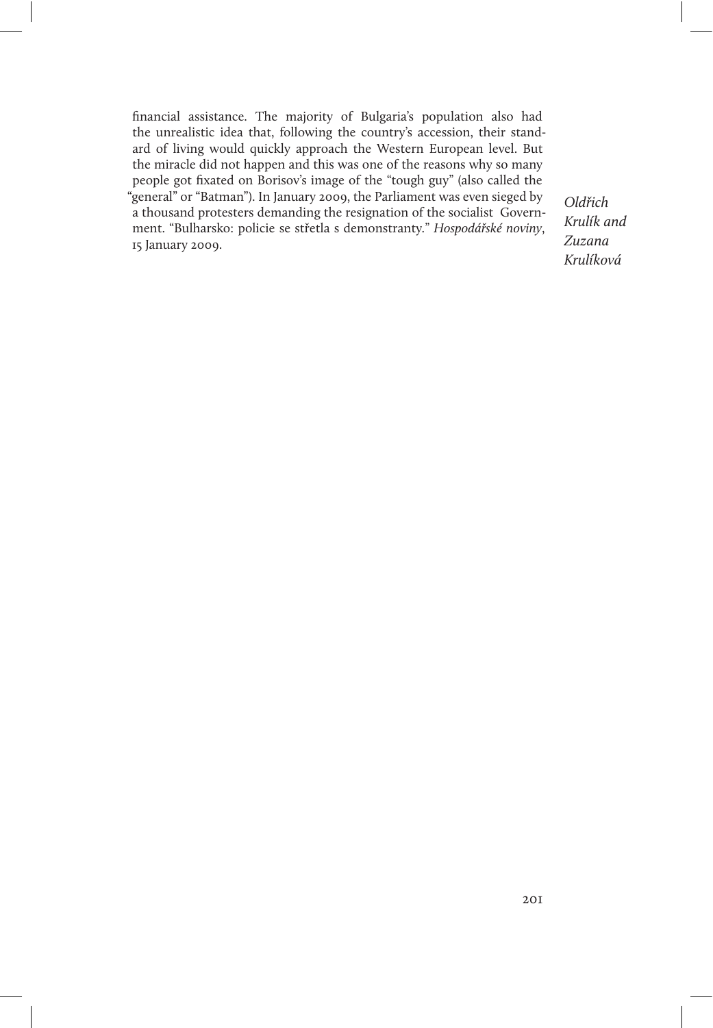financial assistance. The majority of Bulgaria's population also had the unrealistic idea that, following the country's accession, their standard of living would quickly approach the Western European level. But the miracle did not happen and this was one of the reasons why so many people got fixated on Borisov's image of the "tough guy" (also called the "general" or "Batman"). In January 2009, the Parliament was even sieged by a thousand protesters demanding the resignation of the socialist Government. "Bulharsko: policie se střetla s demonstranty." *Hospodářské noviny*, 15 January 2009.